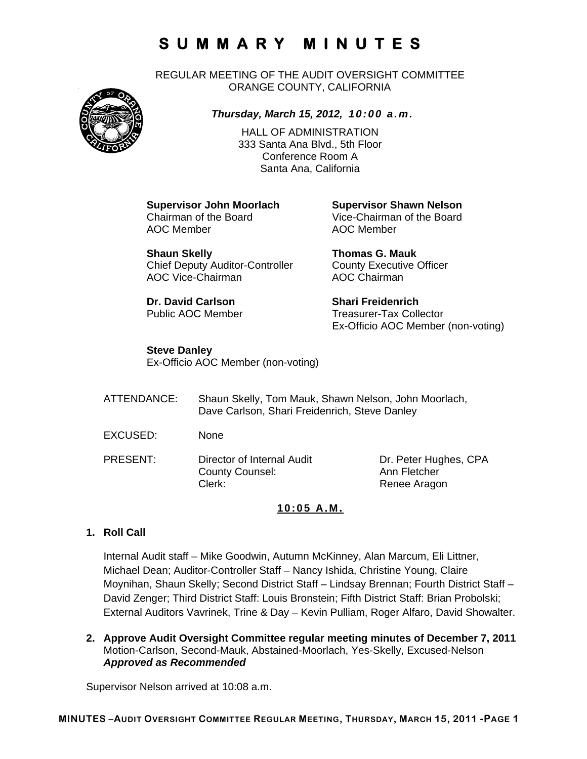# SUMMARY MINUTES

REGULAR MEETING OF THE AUDIT OVERSIGHT COMMITTEE
ORANGE COUNTY, CALIFORNIA

***Thursday, March 15, 2012, 10:00 a.m.***

HALL OF ADMINISTRATION
333 Santa Ana Blvd., 5th Floor
Conference Room A
Santa Ana, California

**Supervisor John Moorlach**
Chairman of the Board
AOC Member

**Supervisor Shawn Nelson**
Vice-Chairman of the Board
AOC Member

**Shaun Skelly**
Chief Deputy Auditor-Controller
AOC Vice-Chairman

**Thomas G. Mauk**
County Executive Officer
AOC Chairman

**Dr. David Carlson**
Public AOC Member

**Shari Freidenrich**
Treasurer-Tax Collector
Ex-Officio AOC Member (non-voting)

**Steve Danley**
Ex-Officio AOC Member (non-voting)

ATTENDANCE: Shaun Skelly, Tom Mauk, Shawn Nelson, John Moorlach, Dave Carlson, Shari Freidenrich, Steve Danley

EXCUSED: None

PRESENT:
Director of Internal Audit — Dr. Peter Hughes, CPA
County Counsel: — Ann Fletcher
Clerk: — Renee Aragon

**10:05 A.M.**

**1. Roll Call**

Internal Audit staff – Mike Goodwin, Autumn McKinney, Alan Marcum, Eli Littner, Michael Dean; Auditor-Controller Staff – Nancy Ishida, Christine Young, Claire Moynihan, Shaun Skelly; Second District Staff – Lindsay Brennan; Fourth District Staff – David Zenger; Third District Staff: Louis Bronstein; Fifth District Staff: Brian Probolski; External Auditors Vavrinek, Trine & Day – Kevin Pulliam, Roger Alfaro, David Showalter.

**2. Approve Audit Oversight Committee regular meeting minutes of December 7, 2011**
Motion-Carlson, Second-Mauk, Abstained-Moorlach, Yes-Skelly, Excused-Nelson
***Approved as Recommended***

Supervisor Nelson arrived at 10:08 a.m.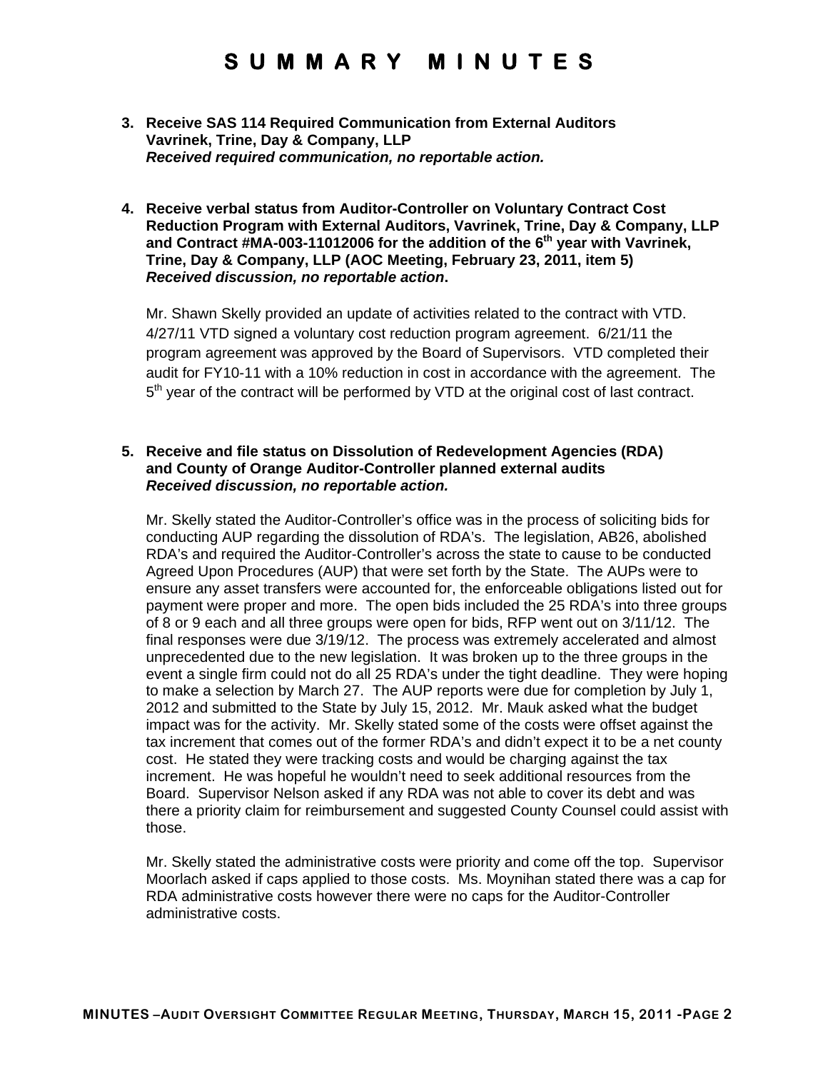# SUMMARY MINUTES

**3. Receive SAS 114 Required Communication from External Auditors Vavrinek, Trine, Day & Company, LLP**
***Received required communication, no reportable action.***

**4. Receive verbal status from Auditor-Controller on Voluntary Contract Cost Reduction Program with External Auditors, Vavrinek, Trine, Day & Company, LLP and Contract #MA-003-11012006 for the addition of the 6th year with Vavrinek, Trine, Day & Company, LLP (AOC Meeting, February 23, 2011, item 5)**
***Received discussion, no reportable action*.**

Mr. Shawn Skelly provided an update of activities related to the contract with VTD. 4/27/11 VTD signed a voluntary cost reduction program agreement. 6/21/11 the program agreement was approved by the Board of Supervisors. VTD completed their audit for FY10-11 with a 10% reduction in cost in accordance with the agreement. The 5th year of the contract will be performed by VTD at the original cost of last contract.

**5. Receive and file status on Dissolution of Redevelopment Agencies (RDA) and County of Orange Auditor-Controller planned external audits**
***Received discussion, no reportable action.***

Mr. Skelly stated the Auditor-Controller's office was in the process of soliciting bids for conducting AUP regarding the dissolution of RDA's. The legislation, AB26, abolished RDA's and required the Auditor-Controller's across the state to cause to be conducted Agreed Upon Procedures (AUP) that were set forth by the State. The AUPs were to ensure any asset transfers were accounted for, the enforceable obligations listed out for payment were proper and more. The open bids included the 25 RDA's into three groups of 8 or 9 each and all three groups were open for bids, RFP went out on 3/11/12. The final responses were due 3/19/12. The process was extremely accelerated and almost unprecedented due to the new legislation. It was broken up to the three groups in the event a single firm could not do all 25 RDA's under the tight deadline. They were hoping to make a selection by March 27. The AUP reports were due for completion by July 1, 2012 and submitted to the State by July 15, 2012. Mr. Mauk asked what the budget impact was for the activity. Mr. Skelly stated some of the costs were offset against the tax increment that comes out of the former RDA's and didn't expect it to be a net county cost. He stated they were tracking costs and would be charging against the tax increment. He was hopeful he wouldn't need to seek additional resources from the Board. Supervisor Nelson asked if any RDA was not able to cover its debt and was there a priority claim for reimbursement and suggested County Counsel could assist with those.

Mr. Skelly stated the administrative costs were priority and come off the top. Supervisor Moorlach asked if caps applied to those costs. Ms. Moynihan stated there was a cap for RDA administrative costs however there were no caps for the Auditor-Controller administrative costs.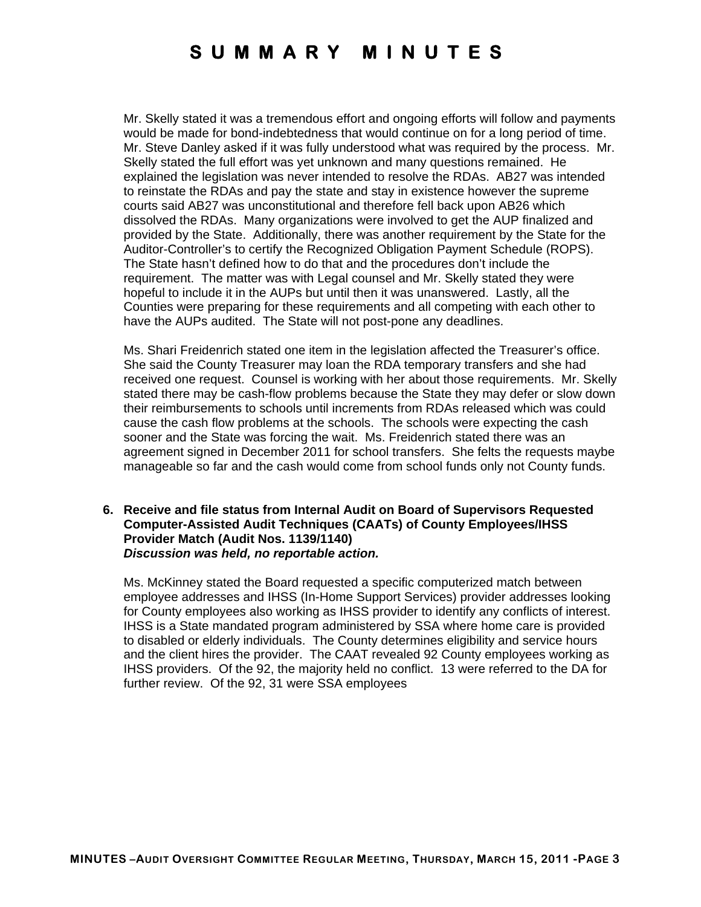Mr. Skelly stated it was a tremendous effort and ongoing efforts will follow and payments would be made for bond-indebtedness that would continue on for a long period of time. Mr. Steve Danley asked if it was fully understood what was required by the process. Mr. Skelly stated the full effort was yet unknown and many questions remained. He explained the legislation was never intended to resolve the RDAs. AB27 was intended to reinstate the RDAs and pay the state and stay in existence however the supreme courts said AB27 was unconstitutional and therefore fell back upon AB26 which dissolved the RDAs. Many organizations were involved to get the AUP finalized and provided by the State. Additionally, there was another requirement by the State for the Auditor-Controller's to certify the Recognized Obligation Payment Schedule (ROPS). The State hasn't defined how to do that and the procedures don't include the requirement. The matter was with Legal counsel and Mr. Skelly stated they were hopeful to include it in the AUPs but until then it was unanswered. Lastly, all the Counties were preparing for these requirements and all competing with each other to have the AUPs audited. The State will not post-pone any deadlines.

Ms. Shari Freidenrich stated one item in the legislation affected the Treasurer's office. She said the County Treasurer may loan the RDA temporary transfers and she had received one request. Counsel is working with her about those requirements. Mr. Skelly stated there may be cash-flow problems because the State they may defer or slow down their reimbursements to schools until increments from RDAs released which was could cause the cash flow problems at the schools. The schools were expecting the cash sooner and the State was forcing the wait. Ms. Freidenrich stated there was an agreement signed in December 2011 for school transfers. She felts the requests maybe manageable so far and the cash would come from school funds only not County funds.

**6. Receive and file status from Internal Audit on Board of Supervisors Requested Computer-Assisted Audit Techniques (CAATs) of County Employees/IHSS Provider Match (Audit Nos. 1139/1140)**
***Discussion was held, no reportable action.***

Ms. McKinney stated the Board requested a specific computerized match between employee addresses and IHSS (In-Home Support Services) provider addresses looking for County employees also working as IHSS provider to identify any conflicts of interest. IHSS is a State mandated program administered by SSA where home care is provided to disabled or elderly individuals. The County determines eligibility and service hours and the client hires the provider. The CAAT revealed 92 County employees working as IHSS providers. Of the 92, the majority held no conflict. 13 were referred to the DA for further review. Of the 92, 31 were SSA employees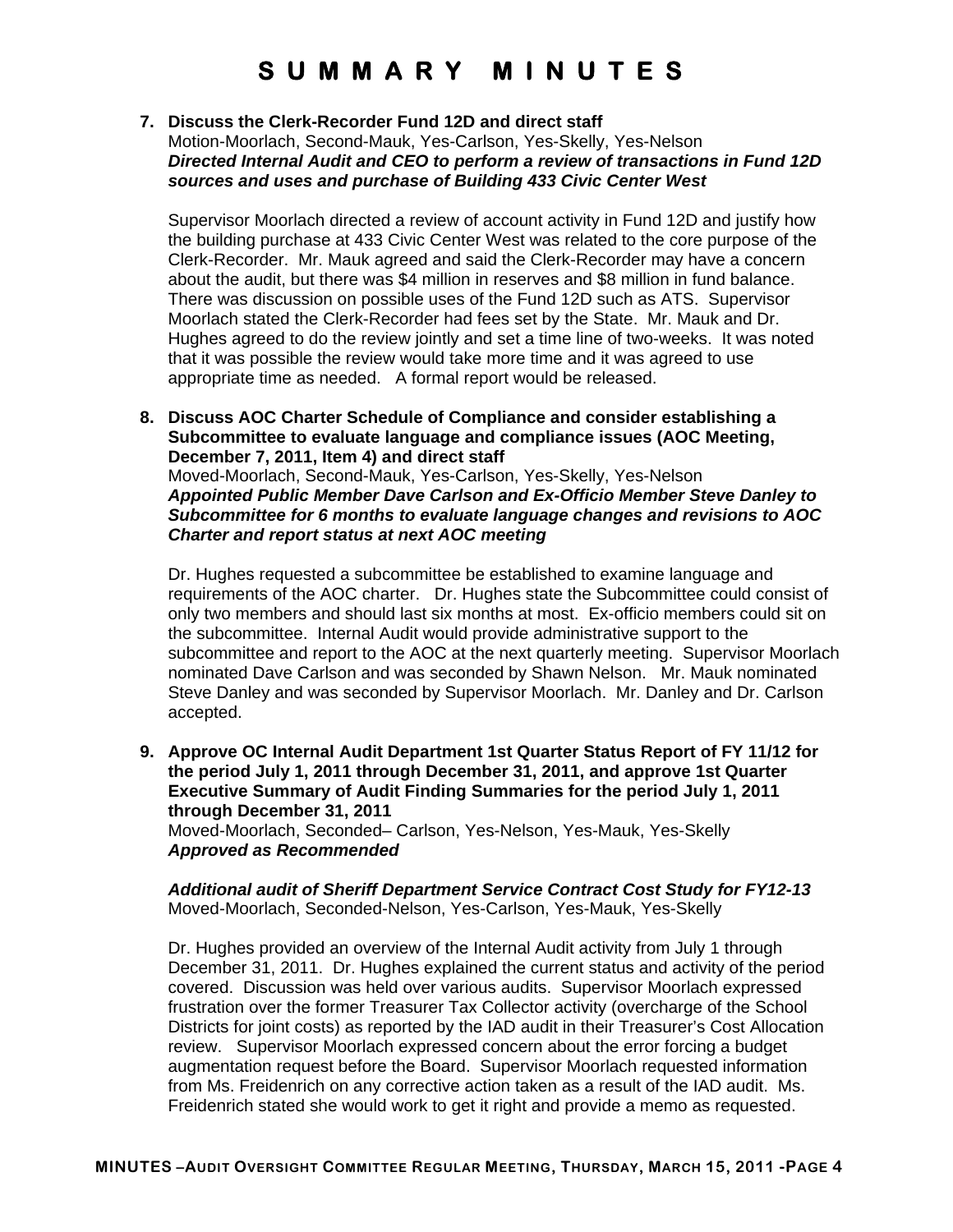# SUMMARY MINUTES

7. **Discuss the Clerk-Recorder Fund 12D and direct staff**
   Motion-Moorlach, Second-Mauk, Yes-Carlson, Yes-Skelly, Yes-Nelson
   ***Directed Internal Audit and CEO to perform a review of transactions in Fund 12D sources and uses and purchase of Building 433 Civic Center West***

   Supervisor Moorlach directed a review of account activity in Fund 12D and justify how the building purchase at 433 Civic Center West was related to the core purpose of the Clerk-Recorder. Mr. Mauk agreed and said the Clerk-Recorder may have a concern about the audit, but there was $4 million in reserves and $8 million in fund balance. There was discussion on possible uses of the Fund 12D such as ATS. Supervisor Moorlach stated the Clerk-Recorder had fees set by the State. Mr. Mauk and Dr. Hughes agreed to do the review jointly and set a time line of two-weeks. It was noted that it was possible the review would take more time and it was agreed to use appropriate time as needed. A formal report would be released.

8. **Discuss AOC Charter Schedule of Compliance and consider establishing a Subcommittee to evaluate language and compliance issues (AOC Meeting, December 7, 2011, Item 4) and direct staff**
   Moved-Moorlach, Second-Mauk, Yes-Carlson, Yes-Skelly, Yes-Nelson
   ***Appointed Public Member Dave Carlson and Ex-Officio Member Steve Danley to Subcommittee for 6 months to evaluate language changes and revisions to AOC Charter and report status at next AOC meeting***

   Dr. Hughes requested a subcommittee be established to examine language and requirements of the AOC charter. Dr. Hughes state the Subcommittee could consist of only two members and should last six months at most. Ex-officio members could sit on the subcommittee. Internal Audit would provide administrative support to the subcommittee and report to the AOC at the next quarterly meeting. Supervisor Moorlach nominated Dave Carlson and was seconded by Shawn Nelson. Mr. Mauk nominated Steve Danley and was seconded by Supervisor Moorlach. Mr. Danley and Dr. Carlson accepted.

9. **Approve OC Internal Audit Department 1st Quarter Status Report of FY 11/12 for the period July 1, 2011 through December 31, 2011, and approve 1st Quarter Executive Summary of Audit Finding Summaries for the period July 1, 2011 through December 31, 2011**
   Moved-Moorlach, Seconded– Carlson, Yes-Nelson, Yes-Mauk, Yes-Skelly
   ***Approved as Recommended***

   ***Additional audit of Sheriff Department Service Contract Cost Study for FY12-13***
   Moved-Moorlach, Seconded-Nelson, Yes-Carlson, Yes-Mauk, Yes-Skelly

   Dr. Hughes provided an overview of the Internal Audit activity from July 1 through December 31, 2011. Dr. Hughes explained the current status and activity of the period covered. Discussion was held over various audits. Supervisor Moorlach expressed frustration over the former Treasurer Tax Collector activity (overcharge of the School Districts for joint costs) as reported by the IAD audit in their Treasurer's Cost Allocation review. Supervisor Moorlach expressed concern about the error forcing a budget augmentation request before the Board. Supervisor Moorlach requested information from Ms. Freidenrich on any corrective action taken as a result of the IAD audit. Ms. Freidenrich stated she would work to get it right and provide a memo as requested.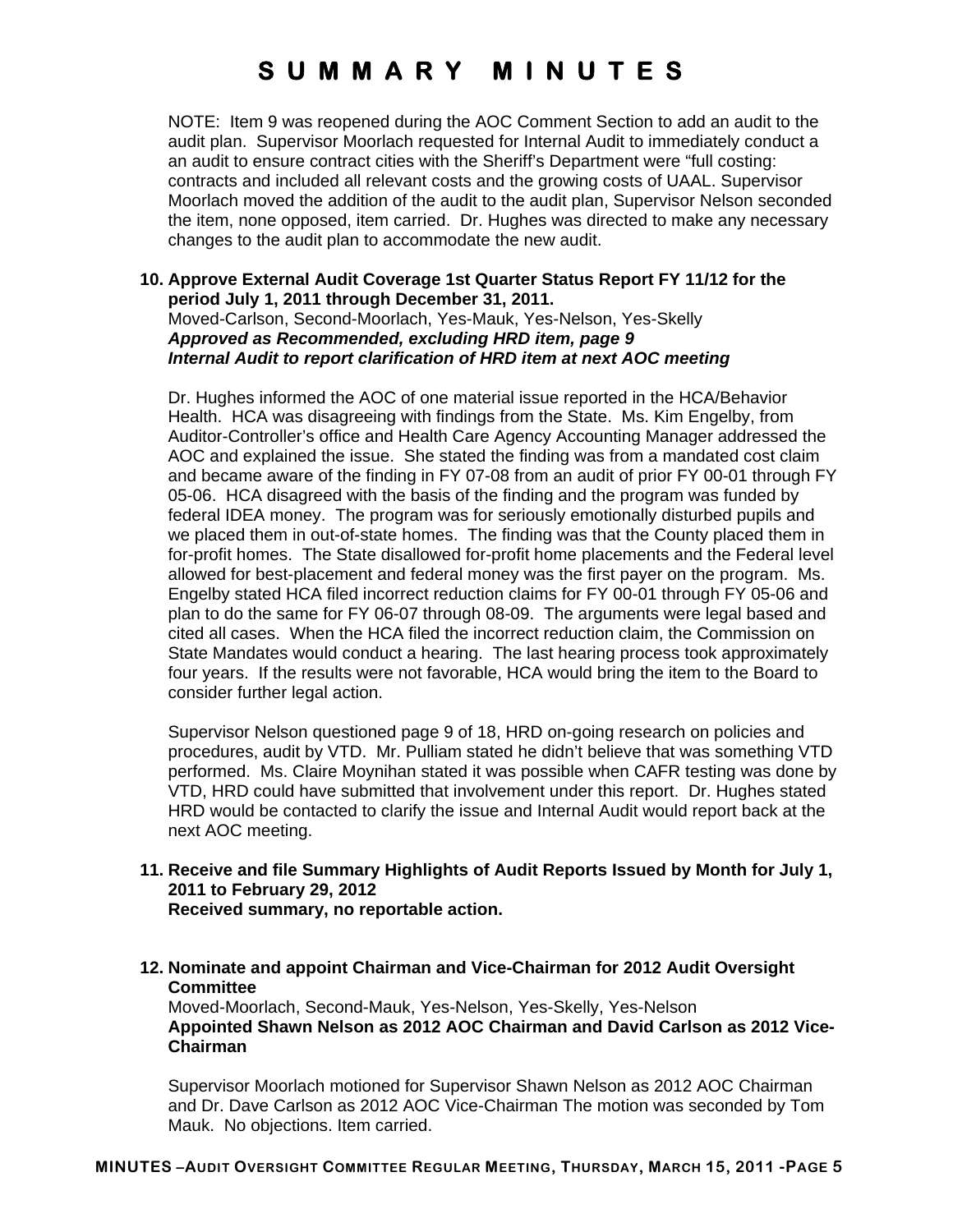# SUMMARY MINUTES

NOTE: Item 9 was reopened during the AOC Comment Section to add an audit to the audit plan. Supervisor Moorlach requested for Internal Audit to immediately conduct a an audit to ensure contract cities with the Sheriff's Department were "full costing: contracts and included all relevant costs and the growing costs of UAAL. Supervisor Moorlach moved the addition of the audit to the audit plan, Supervisor Nelson seconded the item, none opposed, item carried. Dr. Hughes was directed to make any necessary changes to the audit plan to accommodate the new audit.

**10. Approve External Audit Coverage 1st Quarter Status Report FY 11/12 for the period July 1, 2011 through December 31, 2011.**
Moved-Carlson, Second-Moorlach, Yes-Mauk, Yes-Nelson, Yes-Skelly
***Approved as Recommended, excluding HRD item, page 9***
***Internal Audit to report clarification of HRD item at next AOC meeting***

Dr. Hughes informed the AOC of one material issue reported in the HCA/Behavior Health. HCA was disagreeing with findings from the State. Ms. Kim Engelby, from Auditor-Controller's office and Health Care Agency Accounting Manager addressed the AOC and explained the issue. She stated the finding was from a mandated cost claim and became aware of the finding in FY 07-08 from an audit of prior FY 00-01 through FY 05-06. HCA disagreed with the basis of the finding and the program was funded by federal IDEA money. The program was for seriously emotionally disturbed pupils and we placed them in out-of-state homes. The finding was that the County placed them in for-profit homes. The State disallowed for-profit home placements and the Federal level allowed for best-placement and federal money was the first payer on the program. Ms. Engelby stated HCA filed incorrect reduction claims for FY 00-01 through FY 05-06 and plan to do the same for FY 06-07 through 08-09. The arguments were legal based and cited all cases. When the HCA filed the incorrect reduction claim, the Commission on State Mandates would conduct a hearing. The last hearing process took approximately four years. If the results were not favorable, HCA would bring the item to the Board to consider further legal action.

Supervisor Nelson questioned page 9 of 18, HRD on-going research on policies and procedures, audit by VTD. Mr. Pulliam stated he didn't believe that was something VTD performed. Ms. Claire Moynihan stated it was possible when CAFR testing was done by VTD, HRD could have submitted that involvement under this report. Dr. Hughes stated HRD would be contacted to clarify the issue and Internal Audit would report back at the next AOC meeting.

**11. Receive and file Summary Highlights of Audit Reports Issued by Month for July 1, 2011 to February 29, 2012**
**Received summary, no reportable action.**

**12. Nominate and appoint Chairman and Vice-Chairman for 2012 Audit Oversight Committee**
Moved-Moorlach, Second-Mauk, Yes-Nelson, Yes-Skelly, Yes-Nelson
**Appointed Shawn Nelson as 2012 AOC Chairman and David Carlson as 2012 Vice-Chairman**

Supervisor Moorlach motioned for Supervisor Shawn Nelson as 2012 AOC Chairman and Dr. Dave Carlson as 2012 AOC Vice-Chairman The motion was seconded by Tom Mauk. No objections. Item carried.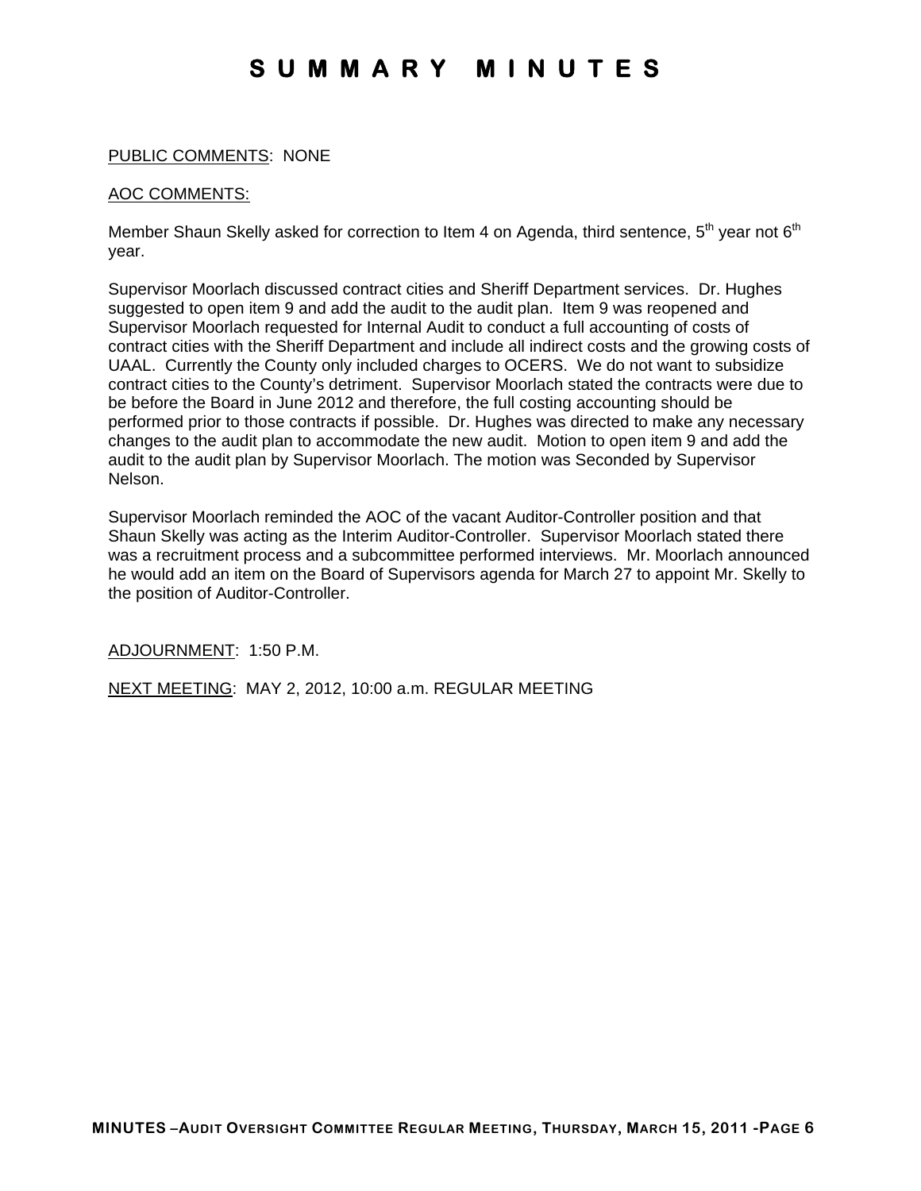# SUMMARY MINUTES

PUBLIC COMMENTS: NONE

AOC COMMENTS:

Member Shaun Skelly asked for correction to Item 4 on Agenda, third sentence, 5th year not 6th year.

Supervisor Moorlach discussed contract cities and Sheriff Department services. Dr. Hughes suggested to open item 9 and add the audit to the audit plan. Item 9 was reopened and Supervisor Moorlach requested for Internal Audit to conduct a full accounting of costs of contract cities with the Sheriff Department and include all indirect costs and the growing costs of UAAL. Currently the County only included charges to OCERS. We do not want to subsidize contract cities to the County's detriment. Supervisor Moorlach stated the contracts were due to be before the Board in June 2012 and therefore, the full costing accounting should be performed prior to those contracts if possible. Dr. Hughes was directed to make any necessary changes to the audit plan to accommodate the new audit. Motion to open item 9 and add the audit to the audit plan by Supervisor Moorlach. The motion was Seconded by Supervisor Nelson.

Supervisor Moorlach reminded the AOC of the vacant Auditor-Controller position and that Shaun Skelly was acting as the Interim Auditor-Controller. Supervisor Moorlach stated there was a recruitment process and a subcommittee performed interviews. Mr. Moorlach announced he would add an item on the Board of Supervisors agenda for March 27 to appoint Mr. Skelly to the position of Auditor-Controller.

ADJOURNMENT: 1:50 P.M.

NEXT MEETING: MAY 2, 2012, 10:00 a.m. REGULAR MEETING